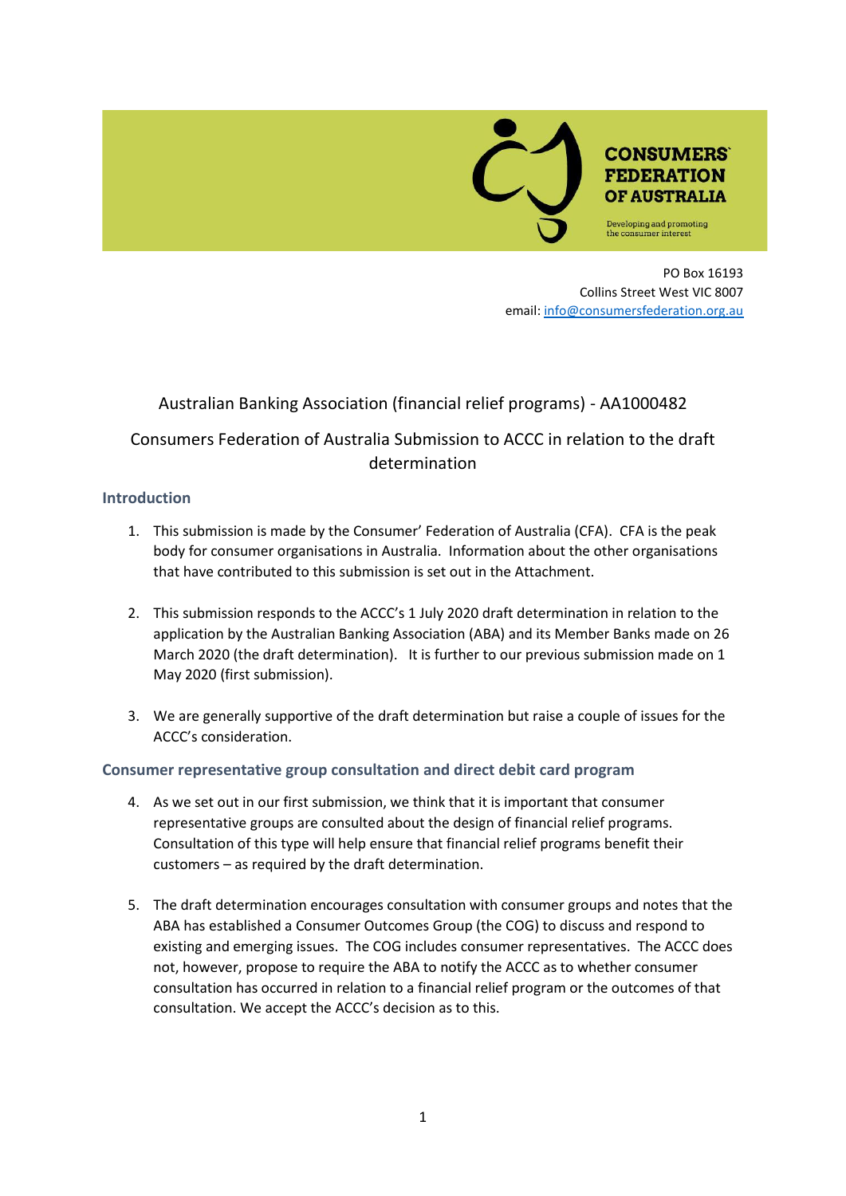**CONSUMERS FEDERATION OF AUSTRALIA**

Developing and promoting the consumer interest

PO Box 16193
Collins Street West VIC 8007
email: info@consumersfederation.org.au

Australian Banking Association (financial relief programs) - AA1000482

Consumers Federation of Australia Submission to ACCC in relation to the draft determination

## Introduction

1. This submission is made by the Consumer' Federation of Australia (CFA). CFA is the peak body for consumer organisations in Australia. Information about the other organisations that have contributed to this submission is set out in the Attachment.

2. This submission responds to the ACCC's 1 July 2020 draft determination in relation to the application by the Australian Banking Association (ABA) and its Member Banks made on 26 March 2020 (the draft determination). It is further to our previous submission made on 1 May 2020 (first submission).

3. We are generally supportive of the draft determination but raise a couple of issues for the ACCC's consideration.

## Consumer representative group consultation and direct debit card program

4. As we set out in our first submission, we think that it is important that consumer representative groups are consulted about the design of financial relief programs. Consultation of this type will help ensure that financial relief programs benefit their customers – as required by the draft determination.

5. The draft determination encourages consultation with consumer groups and notes that the ABA has established a Consumer Outcomes Group (the COG) to discuss and respond to existing and emerging issues. The COG includes consumer representatives. The ACCC does not, however, propose to require the ABA to notify the ACCC as to whether consumer consultation has occurred in relation to a financial relief program or the outcomes of that consultation. We accept the ACCC's decision as to this.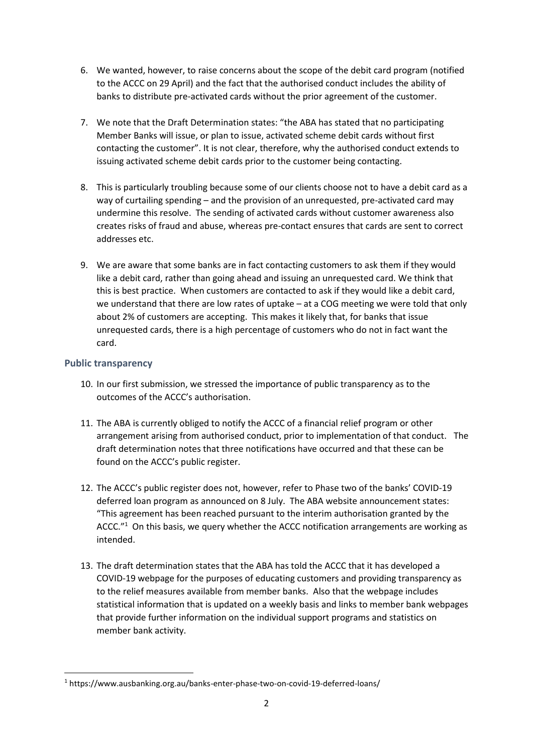6. We wanted, however, to raise concerns about the scope of the debit card program (notified to the ACCC on 29 April) and the fact that the authorised conduct includes the ability of banks to distribute pre-activated cards without the prior agreement of the customer.

7. We note that the Draft Determination states: "the ABA has stated that no participating Member Banks will issue, or plan to issue, activated scheme debit cards without first contacting the customer". It is not clear, therefore, why the authorised conduct extends to issuing activated scheme debit cards prior to the customer being contacting.

8. This is particularly troubling because some of our clients choose not to have a debit card as a way of curtailing spending – and the provision of an unrequested, pre-activated card may undermine this resolve. The sending of activated cards without customer awareness also creates risks of fraud and abuse, whereas pre-contact ensures that cards are sent to correct addresses etc.

9. We are aware that some banks are in fact contacting customers to ask them if they would like a debit card, rather than going ahead and issuing an unrequested card. We think that this is best practice. When customers are contacted to ask if they would like a debit card, we understand that there are low rates of uptake – at a COG meeting we were told that only about 2% of customers are accepting. This makes it likely that, for banks that issue unrequested cards, there is a high percentage of customers who do not in fact want the card.

## Public transparency

10. In our first submission, we stressed the importance of public transparency as to the outcomes of the ACCC's authorisation.

11. The ABA is currently obliged to notify the ACCC of a financial relief program or other arrangement arising from authorised conduct, prior to implementation of that conduct. The draft determination notes that three notifications have occurred and that these can be found on the ACCC's public register.

12. The ACCC's public register does not, however, refer to Phase two of the banks' COVID-19 deferred loan program as announced on 8 July. The ABA website announcement states: "This agreement has been reached pursuant to the interim authorisation granted by the ACCC."[1] On this basis, we query whether the ACCC notification arrangements are working as intended.

13. The draft determination states that the ABA has told the ACCC that it has developed a COVID-19 webpage for the purposes of educating customers and providing transparency as to the relief measures available from member banks. Also that the webpage includes statistical information that is updated on a weekly basis and links to member bank webpages that provide further information on the individual support programs and statistics on member bank activity.

[1] https://www.ausbanking.org.au/banks-enter-phase-two-on-covid-19-deferred-loans/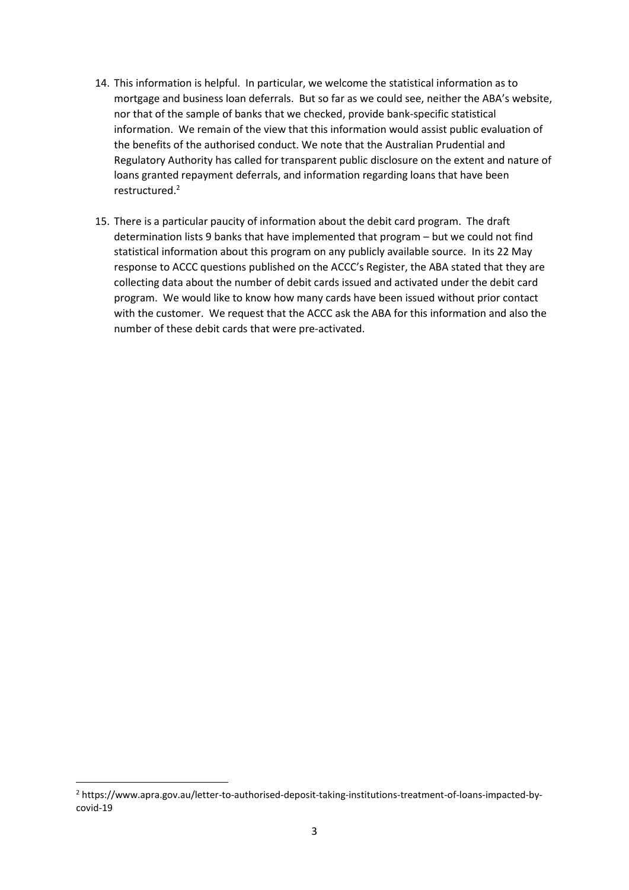14. This information is helpful. In particular, we welcome the statistical information as to mortgage and business loan deferrals. But so far as we could see, neither the ABA's website, nor that of the sample of banks that we checked, provide bank-specific statistical information. We remain of the view that this information would assist public evaluation of the benefits of the authorised conduct. We note that the Australian Prudential and Regulatory Authority has called for transparent public disclosure on the extent and nature of loans granted repayment deferrals, and information regarding loans that have been restructured.[2]

15. There is a particular paucity of information about the debit card program. The draft determination lists 9 banks that have implemented that program – but we could not find statistical information about this program on any publicly available source. In its 22 May response to ACCC questions published on the ACCC's Register, the ABA stated that they are collecting data about the number of debit cards issued and activated under the debit card program. We would like to know how many cards have been issued without prior contact with the customer. We request that the ACCC ask the ABA for this information and also the number of these debit cards that were pre-activated.

---

[2] https://www.apra.gov.au/letter-to-authorised-deposit-taking-institutions-treatment-of-loans-impacted-by-covid-19